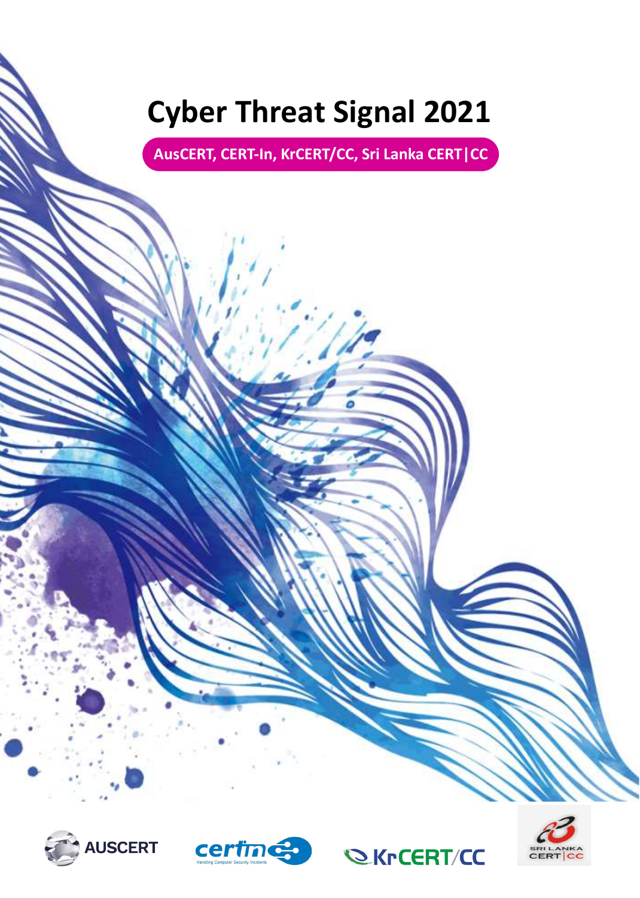# Cyber Threat Signal 2021

**AusCERT, CERT-In, KrCERT/CC, Sri Lanka CERT|CC**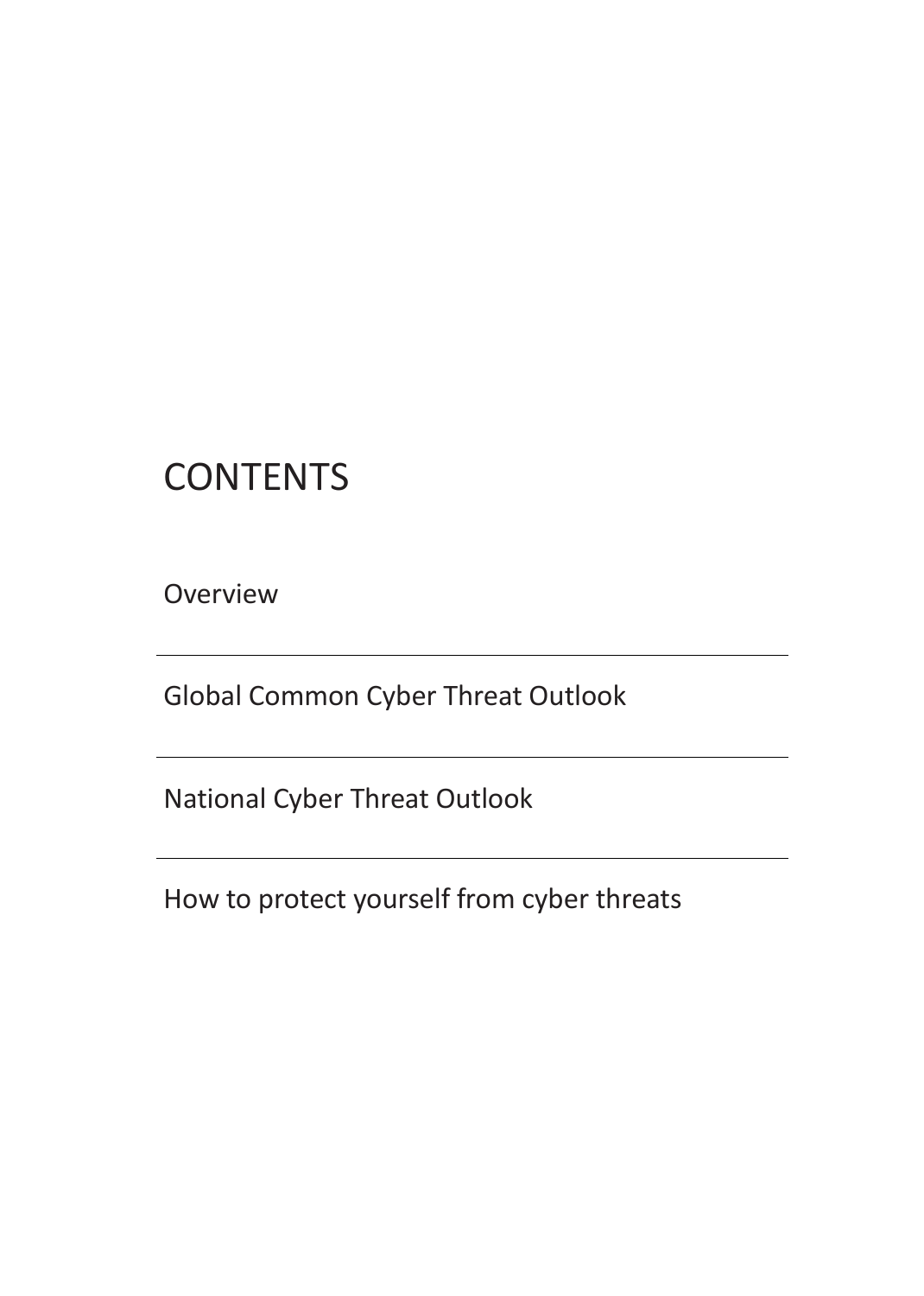# CONTENTS

Overview

Global Common Cyber Threat Outlook

National Cyber Threat Outlook

How to protect yourself from cyber threats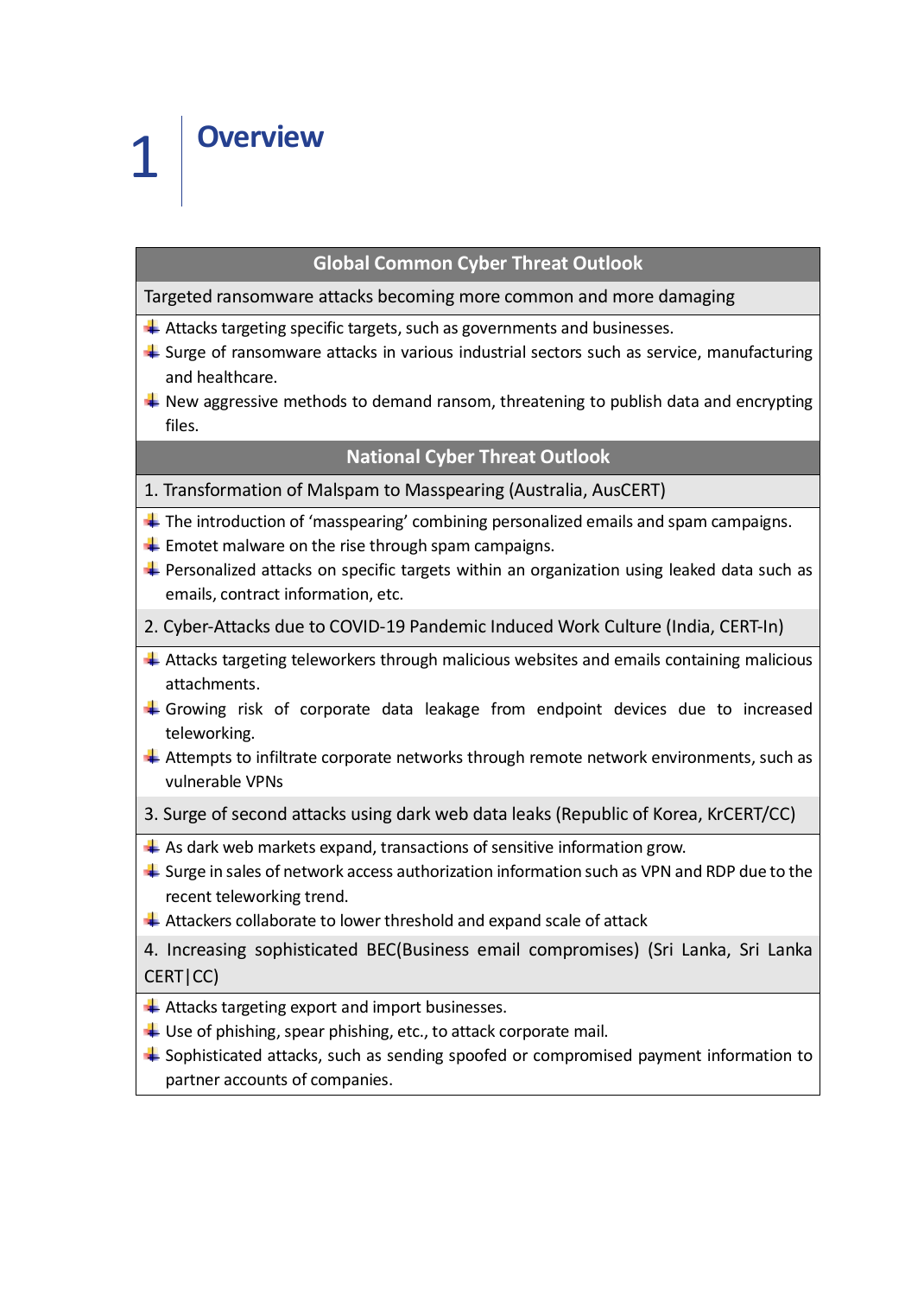# 1 Overview

**Global Common Cyber Threat Outlook**

Targeted ransomware attacks becoming more common and more damaging

- Attacks targeting specific targets, such as governments and businesses.
- Surge of ransomware attacks in various industrial sectors such as service, manufacturing and healthcare.
- New aggressive methods to demand ransom, threatening to publish data and encrypting files.

**National Cyber Threat Outlook**

1. Transformation of Malspam to Masspearing (Australia, AusCERT)

- The introduction of 'masspearing' combining personalized emails and spam campaigns.
- Emotet malware on the rise through spam campaigns.
- Personalized attacks on specific targets within an organization using leaked data such as emails, contract information, etc.

2. Cyber-Attacks due to COVID-19 Pandemic Induced Work Culture (India, CERT-In)

- Attacks targeting teleworkers through malicious websites and emails containing malicious attachments.
- Growing risk of corporate data leakage from endpoint devices due to increased teleworking.
- Attempts to infiltrate corporate networks through remote network environments, such as vulnerable VPNs

3. Surge of second attacks using dark web data leaks (Republic of Korea, KrCERT/CC)

- As dark web markets expand, transactions of sensitive information grow.
- Surge in sales of network access authorization information such as VPN and RDP due to the recent teleworking trend.
- Attackers collaborate to lower threshold and expand scale of attack

4. Increasing sophisticated BEC(Business email compromises) (Sri Lanka, Sri Lanka CERT|CC)

- Attacks targeting export and import businesses.
- Use of phishing, spear phishing, etc., to attack corporate mail.
- Sophisticated attacks, such as sending spoofed or compromised payment information to partner accounts of companies.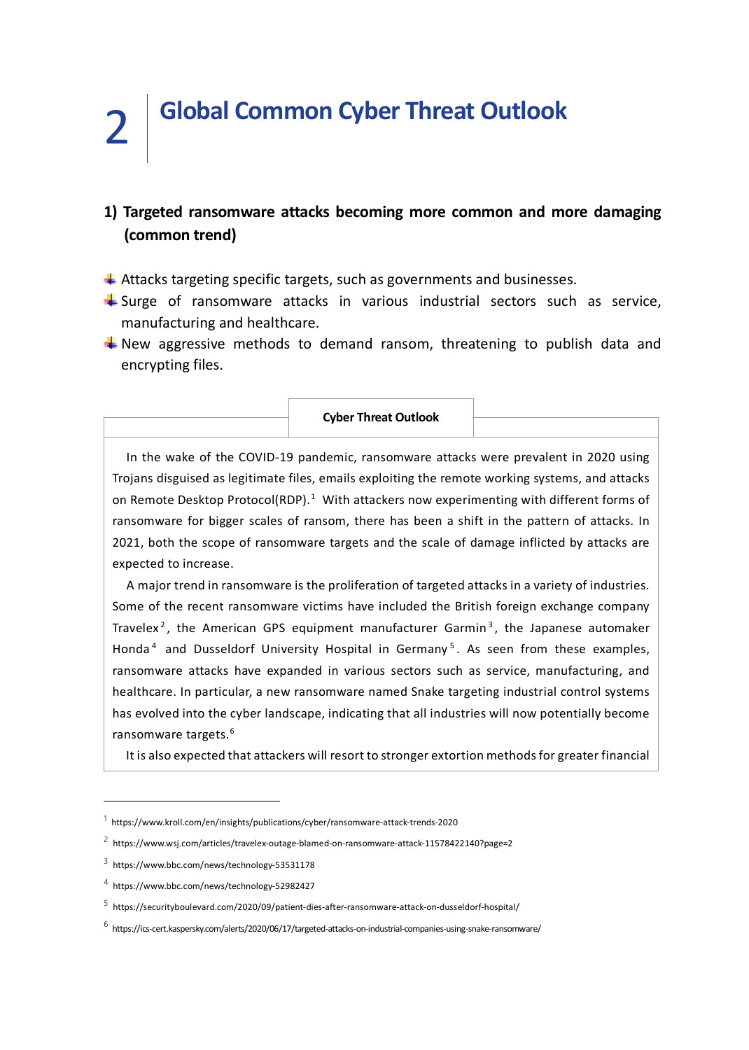# 2 Global Common Cyber Threat Outlook

## 1) Targeted ransomware attacks becoming more common and more damaging (common trend)

- Attacks targeting specific targets, such as governments and businesses.
- Surge of ransomware attacks in various industrial sectors such as service, manufacturing and healthcare.
- New aggressive methods to demand ransom, threatening to publish data and encrypting files.

**Cyber Threat Outlook**

In the wake of the COVID-19 pandemic, ransomware attacks were prevalent in 2020 using Trojans disguised as legitimate files, emails exploiting the remote working systems, and attacks on Remote Desktop Protocol(RDP).[1] With attackers now experimenting with different forms of ransomware for bigger scales of ransom, there has been a shift in the pattern of attacks. In 2021, both the scope of ransomware targets and the scale of damage inflicted by attacks are expected to increase.

A major trend in ransomware is the proliferation of targeted attacks in a variety of industries. Some of the recent ransomware victims have included the British foreign exchange company Travelex[2], the American GPS equipment manufacturer Garmin[3], the Japanese automaker Honda[4] and Dusseldorf University Hospital in Germany[5]. As seen from these examples, ransomware attacks have expanded in various sectors such as service, manufacturing, and healthcare. In particular, a new ransomware named Snake targeting industrial control systems has evolved into the cyber landscape, indicating that all industries will now potentially become ransomware targets.[6]

It is also expected that attackers will resort to stronger extortion methods for greater financial

---

[1] https://www.kroll.com/en/insights/publications/cyber/ransomware-attack-trends-2020

[2] https://www.wsj.com/articles/travelex-outage-blamed-on-ransomware-attack-11578422140?page=2

[3] https://www.bbc.com/news/technology-53531178

[4] https://www.bbc.com/news/technology-52982427

[5] https://securityboulevard.com/2020/09/patient-dies-after-ransomware-attack-on-dusseldorf-hospital/

[6] https://ics-cert.kaspersky.com/alerts/2020/06/17/targeted-attacks-on-industrial-companies-using-snake-ransomware/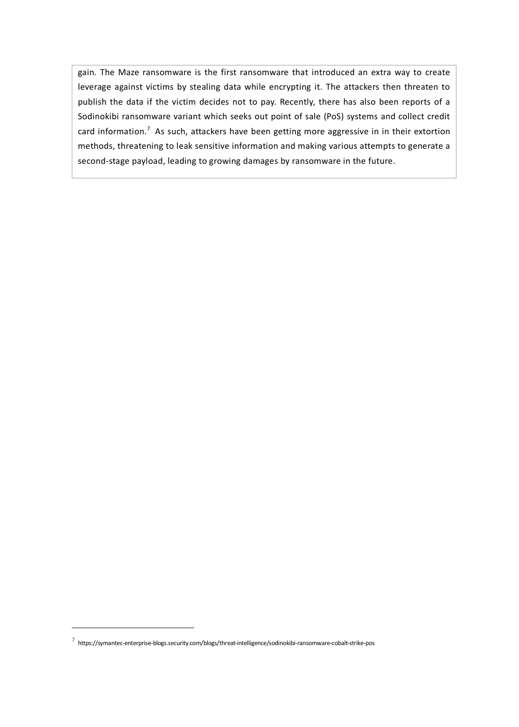gain. The Maze ransomware is the first ransomware that introduced an extra way to create leverage against victims by stealing data while encrypting it. The attackers then threaten to publish the data if the victim decides not to pay. Recently, there has also been reports of a Sodinokibi ransomware variant which seeks out point of sale (PoS) systems and collect credit card information.[7] As such, attackers have been getting more aggressive in in their extortion methods, threatening to leak sensitive information and making various attempts to generate a second-stage payload, leading to growing damages by ransomware in the future.

[7] https://symantec-enterprise-blogs.security.com/blogs/threat-intelligence/sodinokibi-ransomware-cobalt-strike-pos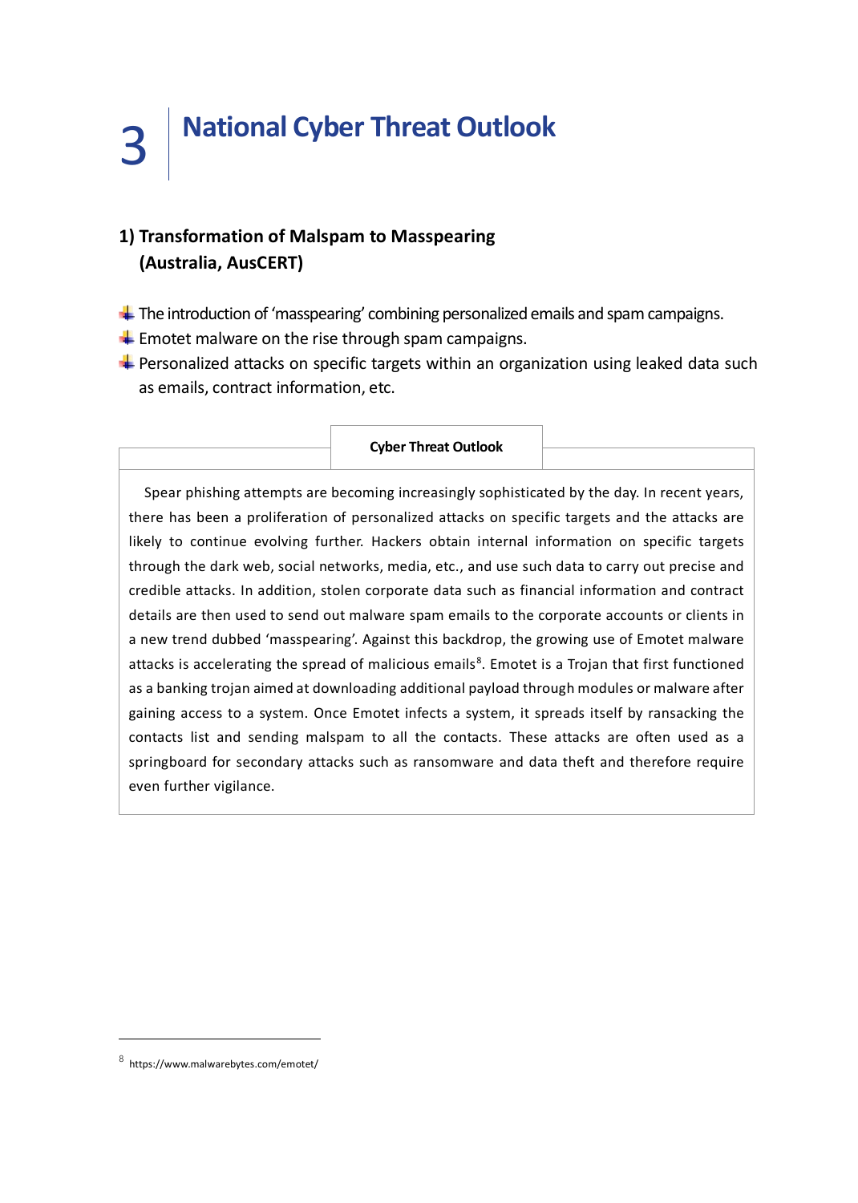# 3 National Cyber Threat Outlook

## 1) Transformation of Malspam to Masspearing (Australia, AusCERT)

- The introduction of 'masspearing' combining personalized emails and spam campaigns.
- Emotet malware on the rise through spam campaigns.
- Personalized attacks on specific targets within an organization using leaked data such as emails, contract information, etc.

**Cyber Threat Outlook**

Spear phishing attempts are becoming increasingly sophisticated by the day. In recent years, there has been a proliferation of personalized attacks on specific targets and the attacks are likely to continue evolving further. Hackers obtain internal information on specific targets through the dark web, social networks, media, etc., and use such data to carry out precise and credible attacks. In addition, stolen corporate data such as financial information and contract details are then used to send out malware spam emails to the corporate accounts or clients in a new trend dubbed 'masspearing'. Against this backdrop, the growing use of Emotet malware attacks is accelerating the spread of malicious emails[8]. Emotet is a Trojan that first functioned as a banking trojan aimed at downloading additional payload through modules or malware after gaining access to a system. Once Emotet infects a system, it spreads itself by ransacking the contacts list and sending malspam to all the contacts. These attacks are often used as a springboard for secondary attacks such as ransomware and data theft and therefore require even further vigilance.

---

[8] https://www.malwarebytes.com/emotet/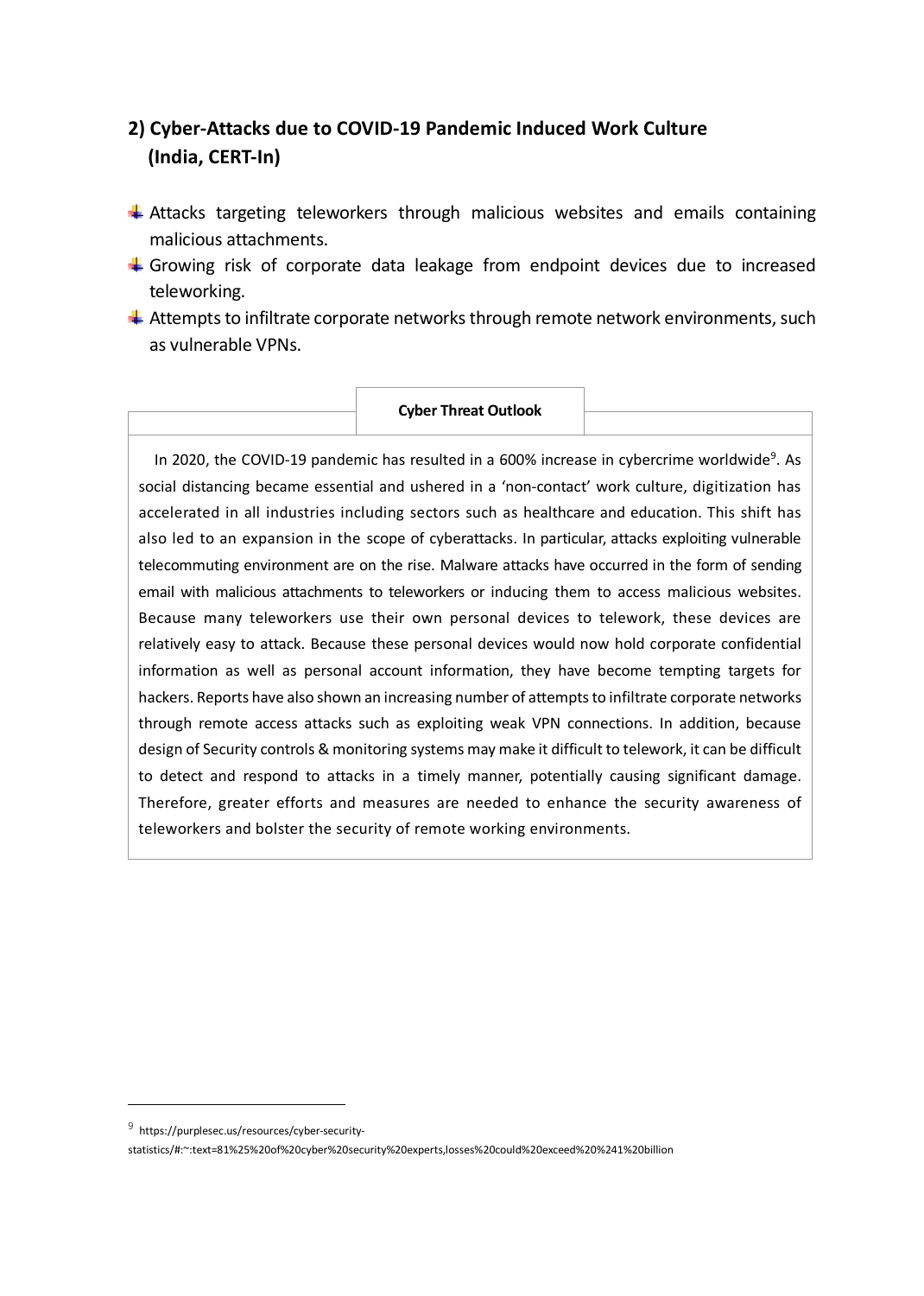## 2) Cyber-Attacks due to COVID-19 Pandemic Induced Work Culture (India, CERT-In)

- Attacks targeting teleworkers through malicious websites and emails containing malicious attachments.
- Growing risk of corporate data leakage from endpoint devices due to increased teleworking.
- Attempts to infiltrate corporate networks through remote network environments, such as vulnerable VPNs.

**Cyber Threat Outlook**

In 2020, the COVID-19 pandemic has resulted in a 600% increase in cybercrime worldwide[9]. As social distancing became essential and ushered in a 'non-contact' work culture, digitization has accelerated in all industries including sectors such as healthcare and education. This shift has also led to an expansion in the scope of cyberattacks. In particular, attacks exploiting vulnerable telecommuting environment are on the rise. Malware attacks have occurred in the form of sending email with malicious attachments to teleworkers or inducing them to access malicious websites. Because many teleworkers use their own personal devices to telework, these devices are relatively easy to attack. Because these personal devices would now hold corporate confidential information as well as personal account information, they have become tempting targets for hackers. Reports have also shown an increasing number of attempts to infiltrate corporate networks through remote access attacks such as exploiting weak VPN connections. In addition, because design of Security controls & monitoring systems may make it difficult to telework, it can be difficult to detect and respond to attacks in a timely manner, potentially causing significant damage. Therefore, greater efforts and measures are needed to enhance the security awareness of teleworkers and bolster the security of remote working environments.

---

[9] https://purplesec.us/resources/cyber-security-statistics/#:~:text=81%25%20of%20cyber%20security%20experts,losses%20could%20exceed%20%241%20billion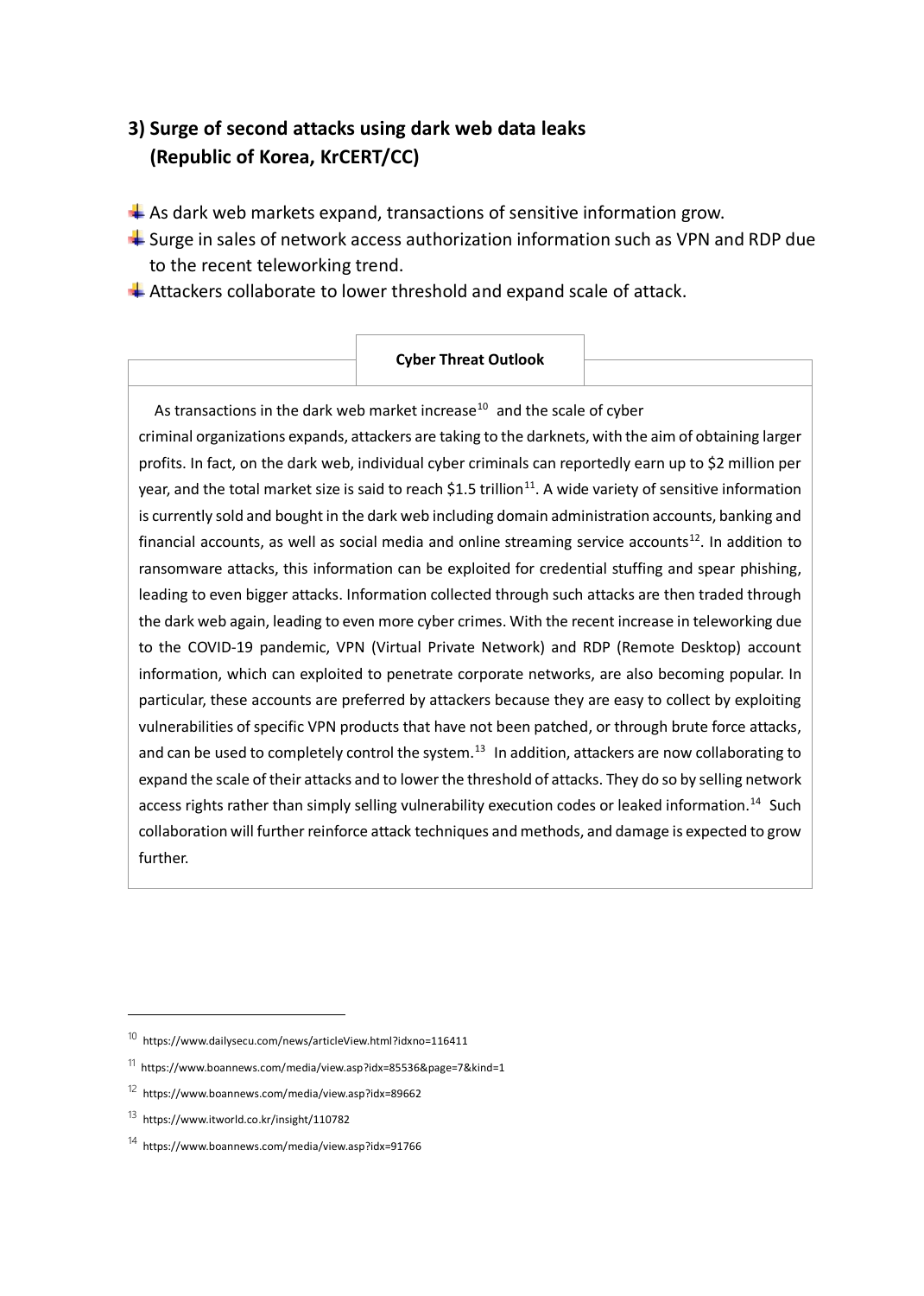### 3) Surge of second attacks using dark web data leaks (Republic of Korea, KrCERT/CC)

- As dark web markets expand, transactions of sensitive information grow.
- Surge in sales of network access authorization information such as VPN and RDP due to the recent teleworking trend.
- Attackers collaborate to lower threshold and expand scale of attack.

**Cyber Threat Outlook**

As transactions in the dark web market increase[10] and the scale of cyber criminal organizations expands, attackers are taking to the darknets, with the aim of obtaining larger profits. In fact, on the dark web, individual cyber criminals can reportedly earn up to $2 million per year, and the total market size is said to reach $1.5 trillion[11]. A wide variety of sensitive information is currently sold and bought in the dark web including domain administration accounts, banking and financial accounts, as well as social media and online streaming service accounts[12]. In addition to ransomware attacks, this information can be exploited for credential stuffing and spear phishing, leading to even bigger attacks. Information collected through such attacks are then traded through the dark web again, leading to even more cyber crimes. With the recent increase in teleworking due to the COVID-19 pandemic, VPN (Virtual Private Network) and RDP (Remote Desktop) account information, which can exploited to penetrate corporate networks, are also becoming popular. In particular, these accounts are preferred by attackers because they are easy to collect by exploiting vulnerabilities of specific VPN products that have not been patched, or through brute force attacks, and can be used to completely control the system.[13] In addition, attackers are now collaborating to expand the scale of their attacks and to lower the threshold of attacks. They do so by selling network access rights rather than simply selling vulnerability execution codes or leaked information.[14] Such collaboration will further reinforce attack techniques and methods, and damage is expected to grow further.

---

[10] https://www.dailysecu.com/news/articleView.html?idxno=116411

[11] https://www.boannews.com/media/view.asp?idx=85536&page=7&kind=1

[12] https://www.boannews.com/media/view.asp?idx=89662

[13] https://www.itworld.co.kr/insight/110782

[14] https://www.boannews.com/media/view.asp?idx=91766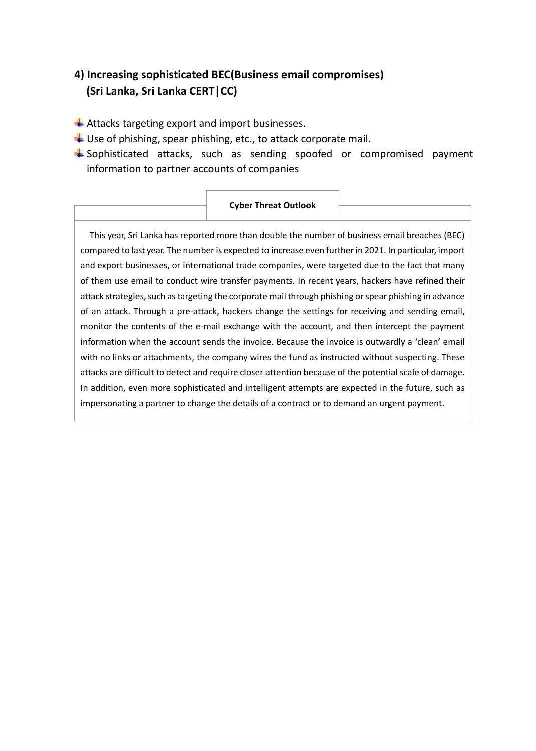## 4) Increasing sophisticated BEC(Business email compromises) (Sri Lanka, Sri Lanka CERT|CC)

- Attacks targeting export and import businesses.
- Use of phishing, spear phishing, etc., to attack corporate mail.
- Sophisticated attacks, such as sending spoofed or compromised payment information to partner accounts of companies

**Cyber Threat Outlook**

This year, Sri Lanka has reported more than double the number of business email breaches (BEC) compared to last year. The number is expected to increase even further in 2021. In particular, import and export businesses, or international trade companies, were targeted due to the fact that many of them use email to conduct wire transfer payments. In recent years, hackers have refined their attack strategies, such as targeting the corporate mail through phishing or spear phishing in advance of an attack. Through a pre-attack, hackers change the settings for receiving and sending email, monitor the contents of the e-mail exchange with the account, and then intercept the payment information when the account sends the invoice. Because the invoice is outwardly a 'clean' email with no links or attachments, the company wires the fund as instructed without suspecting. These attacks are difficult to detect and require closer attention because of the potential scale of damage. In addition, even more sophisticated and intelligent attempts are expected in the future, such as impersonating a partner to change the details of a contract or to demand an urgent payment.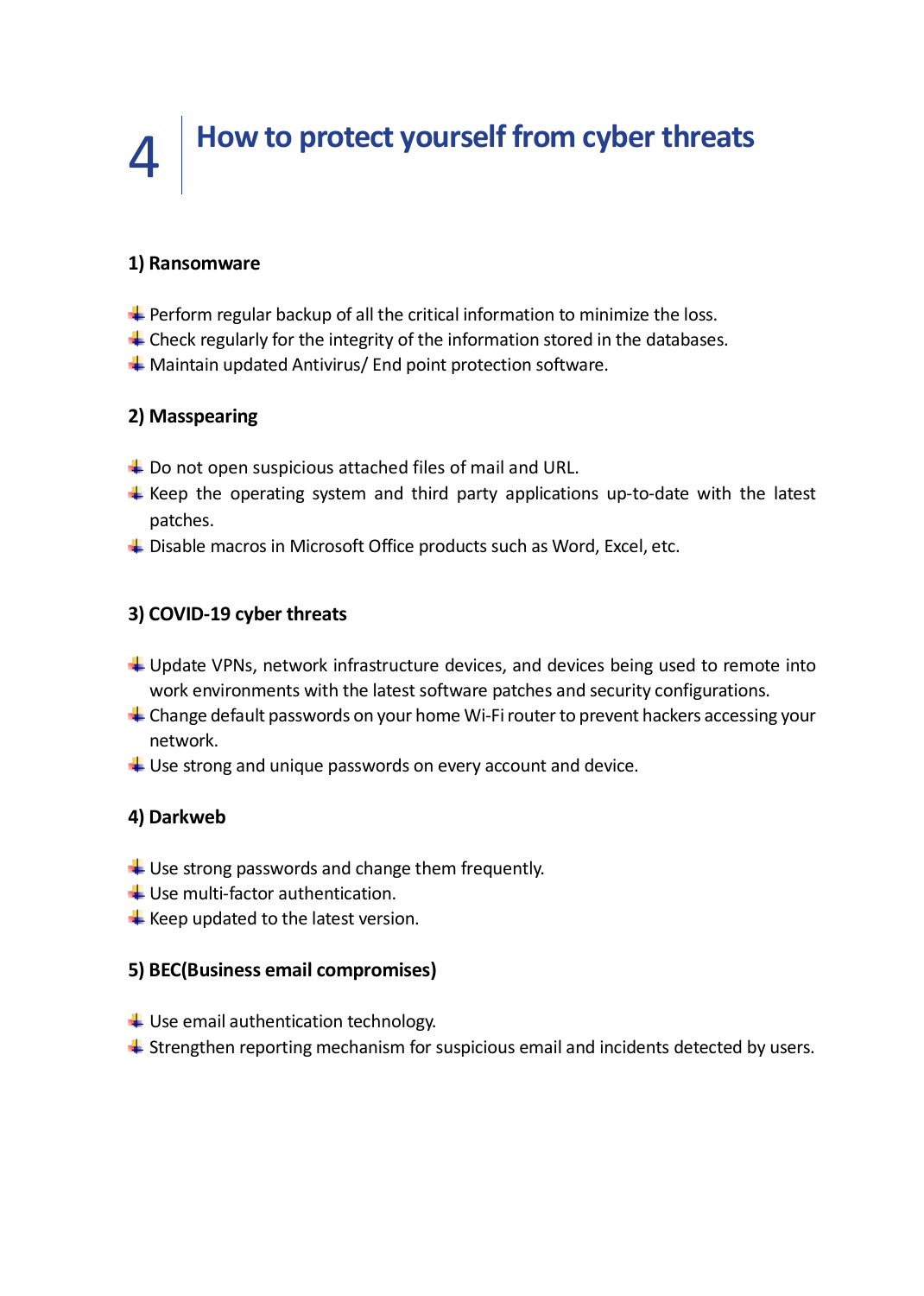# 4 How to protect yourself from cyber threats

**1) Ransomware**

- Perform regular backup of all the critical information to minimize the loss.
- Check regularly for the integrity of the information stored in the databases.
- Maintain updated Antivirus/ End point protection software.

**2) Masspearing**

- Do not open suspicious attached files of mail and URL.
- Keep the operating system and third party applications up-to-date with the latest patches.
- Disable macros in Microsoft Office products such as Word, Excel, etc.

**3) COVID-19 cyber threats**

- Update VPNs, network infrastructure devices, and devices being used to remote into work environments with the latest software patches and security configurations.
- Change default passwords on your home Wi-Fi router to prevent hackers accessing your network.
- Use strong and unique passwords on every account and device.

**4) Darkweb**

- Use strong passwords and change them frequently.
- Use multi-factor authentication.
- Keep updated to the latest version.

**5) BEC(Business email compromises)**

- Use email authentication technology.
- Strengthen reporting mechanism for suspicious email and incidents detected by users.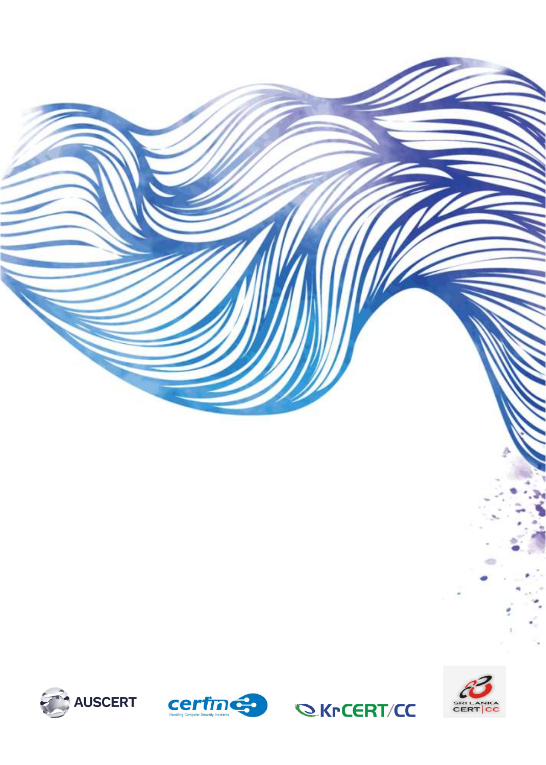AUSCERT

certin

Handling Computer Security Incidents

KrCERT/CC

SRI LANKA CERT|CC